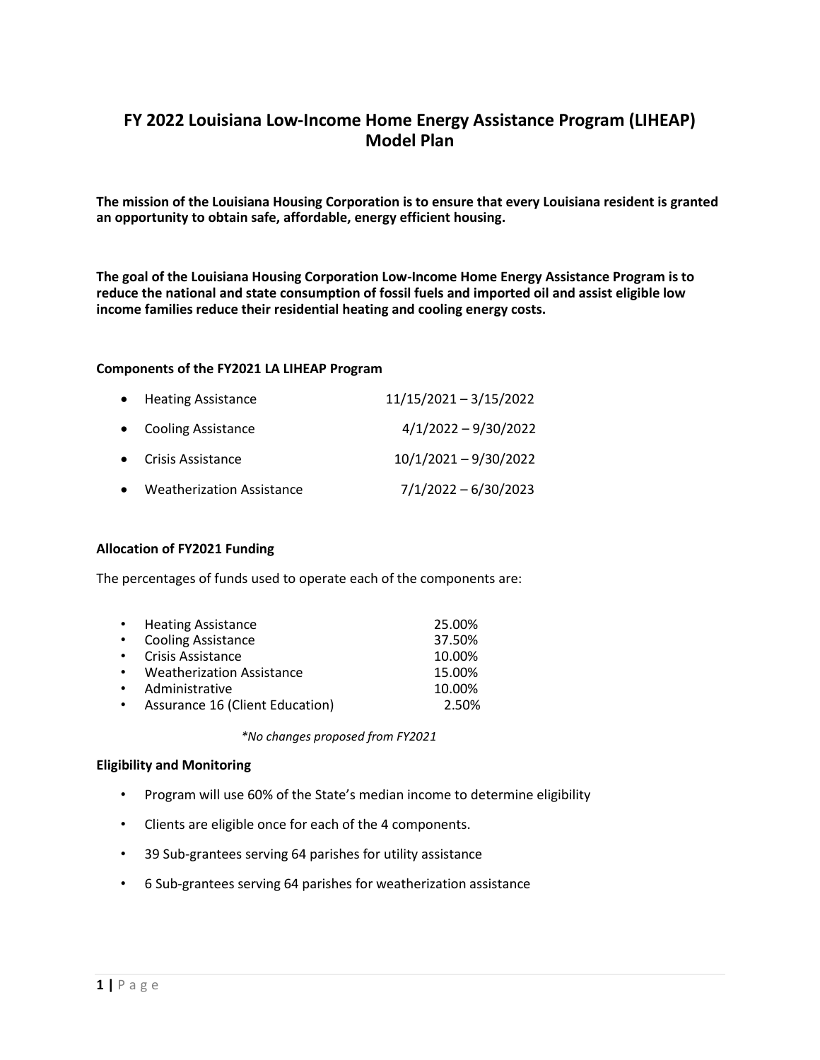# FY 2022 Louisiana Low-Income Home Energy Assistance Program (LIHEAP) Model Plan

**The mission of the Louisiana Housing Corporation is to ensure that every Louisiana resident is granted an opportunity to obtain safe, affordable, energy efficient housing.**

**The goal of the Louisiana Housing Corporation Low-Income Home Energy Assistance Program is to reduce the national and state consumption of fossil fuels and imported oil and assist eligible low income families reduce their residential heating and cooling energy costs.**

### Components of the FY2021 LA LIHEAP Program

| Component | Dates |
|---|---|
| Heating Assistance | 11/15/2021 – 3/15/2022 |
| Cooling Assistance | 4/1/2022 – 9/30/2022 |
| Crisis Assistance | 10/1/2021 – 9/30/2022 |
| Weatherization Assistance | 7/1/2022 – 6/30/2023 |

### Allocation of FY2021 Funding

The percentages of funds used to operate each of the components are:

| Component | Percentage |
|---|---|
| Heating Assistance | 25.00% |
| Cooling Assistance | 37.50% |
| Crisis Assistance | 10.00% |
| Weatherization Assistance | 15.00% |
| Administrative | 10.00% |
| Assurance 16 (Client Education) | 2.50% |

*\*No changes proposed from FY2021*

### Eligibility and Monitoring

- Program will use 60% of the State's median income to determine eligibility
- Clients are eligible once for each of the 4 components.
- 39 Sub-grantees serving 64 parishes for utility assistance
- 6 Sub-grantees serving 64 parishes for weatherization assistance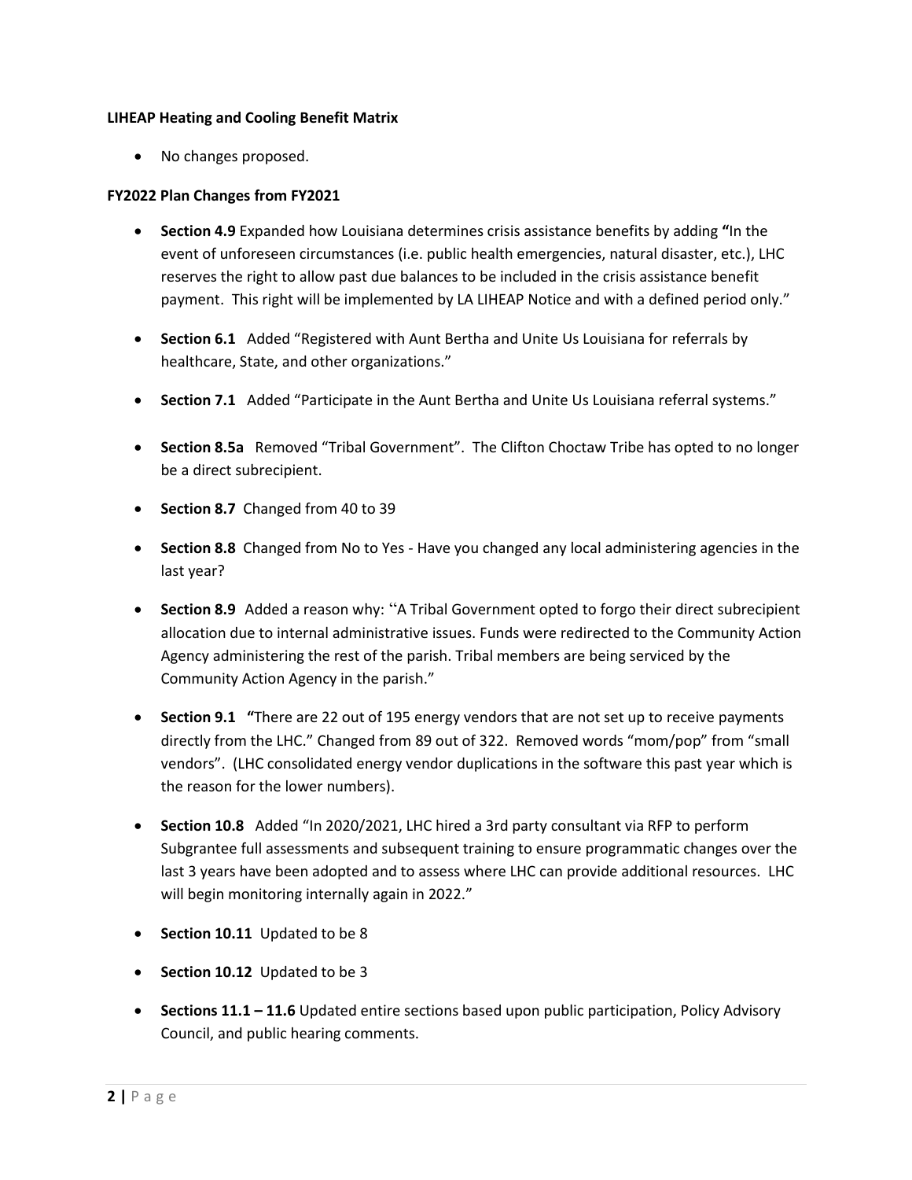**LIHEAP Heating and Cooling Benefit Matrix**

- No changes proposed.

**FY2022 Plan Changes from FY2021**

- **Section 4.9** Expanded how Louisiana determines crisis assistance benefits by adding **"**In the event of unforeseen circumstances (i.e. public health emergencies, natural disaster, etc.), LHC reserves the right to allow past due balances to be included in the crisis assistance benefit payment. This right will be implemented by LA LIHEAP Notice and with a defined period only."
- **Section 6.1** Added "Registered with Aunt Bertha and Unite Us Louisiana for referrals by healthcare, State, and other organizations."
- **Section 7.1** Added "Participate in the Aunt Bertha and Unite Us Louisiana referral systems."
- **Section 8.5a** Removed "Tribal Government". The Clifton Choctaw Tribe has opted to no longer be a direct subrecipient.
- **Section 8.7** Changed from 40 to 39
- **Section 8.8** Changed from No to Yes - Have you changed any local administering agencies in the last year?
- **Section 8.9** Added a reason why: "A Tribal Government opted to forgo their direct subrecipient allocation due to internal administrative issues. Funds were redirected to the Community Action Agency administering the rest of the parish. Tribal members are being serviced by the Community Action Agency in the parish."
- **Section 9.1** **"**There are 22 out of 195 energy vendors that are not set up to receive payments directly from the LHC." Changed from 89 out of 322. Removed words "mom/pop" from "small vendors". (LHC consolidated energy vendor duplications in the software this past year which is the reason for the lower numbers).
- **Section 10.8** Added "In 2020/2021, LHC hired a 3rd party consultant via RFP to perform Subgrantee full assessments and subsequent training to ensure programmatic changes over the last 3 years have been adopted and to assess where LHC can provide additional resources. LHC will begin monitoring internally again in 2022."
- **Section 10.11** Updated to be 8
- **Section 10.12** Updated to be 3
- **Sections 11.1 – 11.6** Updated entire sections based upon public participation, Policy Advisory Council, and public hearing comments.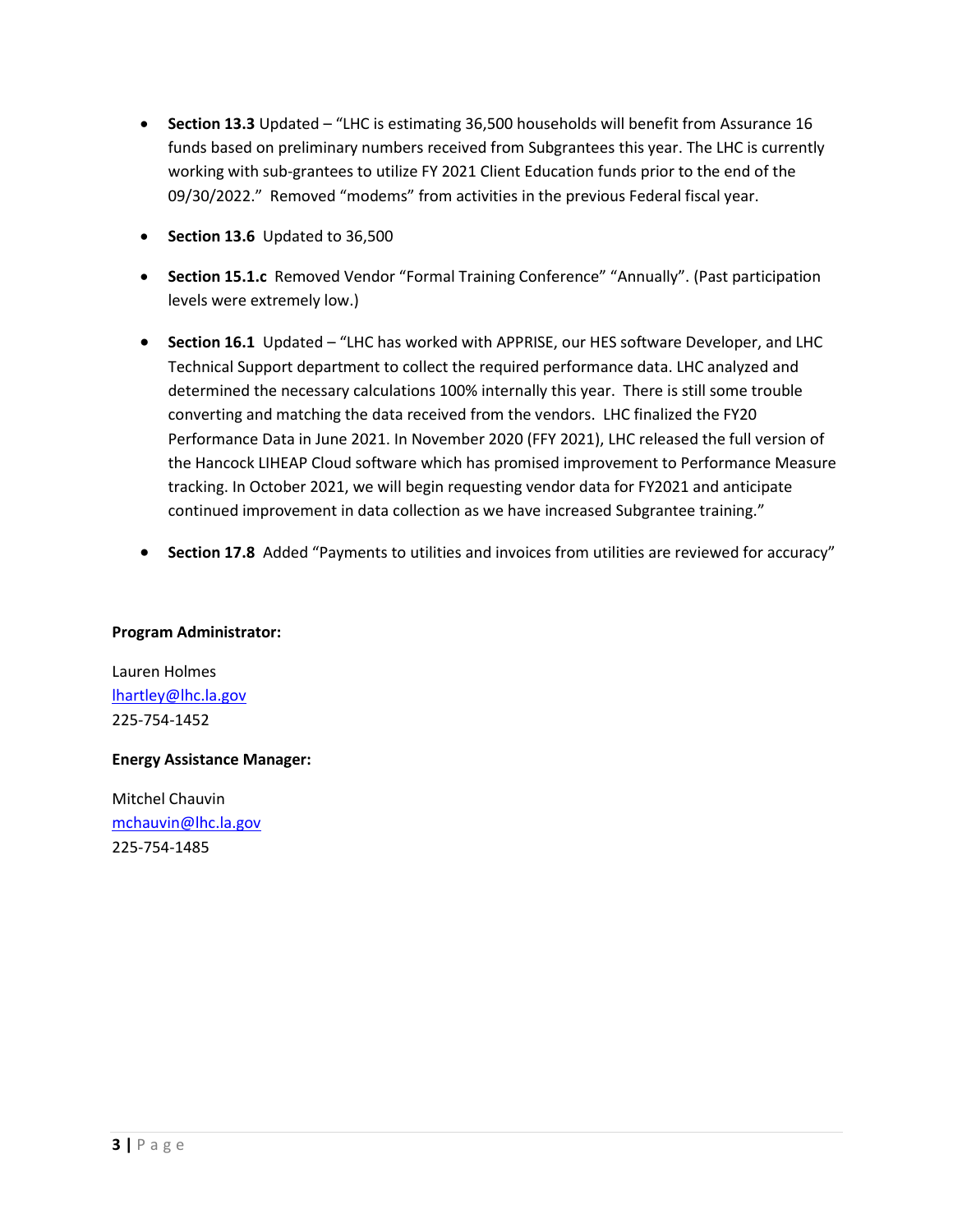- **Section 13.3** Updated – "LHC is estimating 36,500 households will benefit from Assurance 16 funds based on preliminary numbers received from Subgrantees this year. The LHC is currently working with sub-grantees to utilize FY 2021 Client Education funds prior to the end of the 09/30/2022." Removed "modems" from activities in the previous Federal fiscal year.

- **Section 13.6** Updated to 36,500

- **Section 15.1.c** Removed Vendor "Formal Training Conference" "Annually". (Past participation levels were extremely low.)

- **Section 16.1** Updated – "LHC has worked with APPRISE, our HES software Developer, and LHC Technical Support department to collect the required performance data. LHC analyzed and determined the necessary calculations 100% internally this year. There is still some trouble converting and matching the data received from the vendors. LHC finalized the FY20 Performance Data in June 2021. In November 2020 (FFY 2021), LHC released the full version of the Hancock LIHEAP Cloud software which has promised improvement to Performance Measure tracking. In October 2021, we will begin requesting vendor data for FY2021 and anticipate continued improvement in data collection as we have increased Subgrantee training."

- **Section 17.8** Added "Payments to utilities and invoices from utilities are reviewed for accuracy"

**Program Administrator:**

Lauren Holmes
lhartley@lhc.la.gov
225-754-1452

**Energy Assistance Manager:**

Mitchel Chauvin
mchauvin@lhc.la.gov
225-754-1485